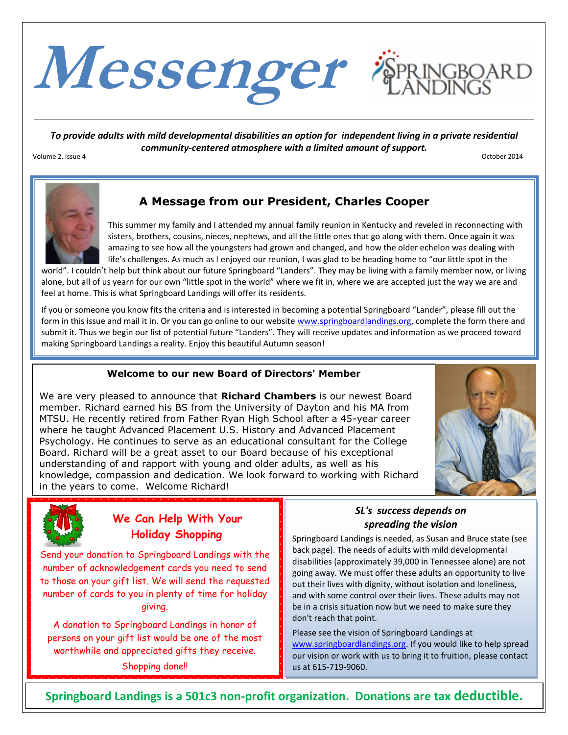# Messenger

**SPRINGBOARD LANDINGS**

***To provide adults with mild developmental disabilities an option for independent living in a private residential community-centered atmosphere with a limited amount of support.***

Volume 2, Issue 4 — October 2014

## A Message from our President, Charles Cooper

This summer my family and I attended my annual family reunion in Kentucky and reveled in reconnecting with sisters, brothers, cousins, nieces, nephews, and all the little ones that go along with them. Once again it was amazing to see how all the youngsters had grown and changed, and how the older echelon was dealing with life's challenges. As much as I enjoyed our reunion, I was glad to be heading home to "our little spot in the world". I couldn't help but think about our future Springboard "Landers". They may be living with a family member now, or living alone, but all of us yearn for our own "little spot in the world" where we fit in, where we are accepted just the way we are and feel at home. This is what Springboard Landings will offer its residents.

If you or someone you know fits the criteria and is interested in becoming a potential Springboard "Lander", please fill out the form in this issue and mail it in. Or you can go online to our website www.springboardlandings.org, complete the form there and submit it. Thus we begin our list of potential future "Landers". They will receive updates and information as we proceed toward making Springboard Landings a reality. Enjoy this beautiful Autumn season!

### Welcome to our new Board of Directors' Member

We are very pleased to announce that **Richard Chambers** is our newest Board member. Richard earned his BS from the University of Dayton and his MA from MTSU. He recently retired from Father Ryan High School after a 45-year career where he taught Advanced Placement U.S. History and Advanced Placement Psychology. He continues to serve as an educational consultant for the College Board. Richard will be a great asset to our Board because of his exceptional understanding of and rapport with young and older adults, as well as his knowledge, compassion and dedication. We look forward to working with Richard in the years to come. Welcome Richard!

### We Can Help With Your Holiday Shopping

Send your donation to Springboard Landings with the number of acknowledgement cards you need to send to those on your gift list. We will send the requested number of cards to you in plenty of time for holiday giving.

A donation to Springboard Landings in honor of persons on your gift list would be one of the most worthwhile and appreciated gifts they receive.

Shopping done!!

### *SL's success depends on spreading the vision*

Springboard Landings is needed, as Susan and Bruce state (see back page). The needs of adults with mild developmental disabilities (approximately 39,000 in Tennessee alone) are not going away. We must offer these adults an opportunity to live out their lives with dignity, without isolation and loneliness, and with some control over their lives. These adults may not be in a crisis situation now but we need to make sure they don't reach that point.

Please see the vision of Springboard Landings at www.springboardlandings.org. If you would like to help spread our vision or work with us to bring it to fruition, please contact us at 615-719-9060.

**Springboard Landings is a 501c3 non-profit organization. Donations are tax deductible.**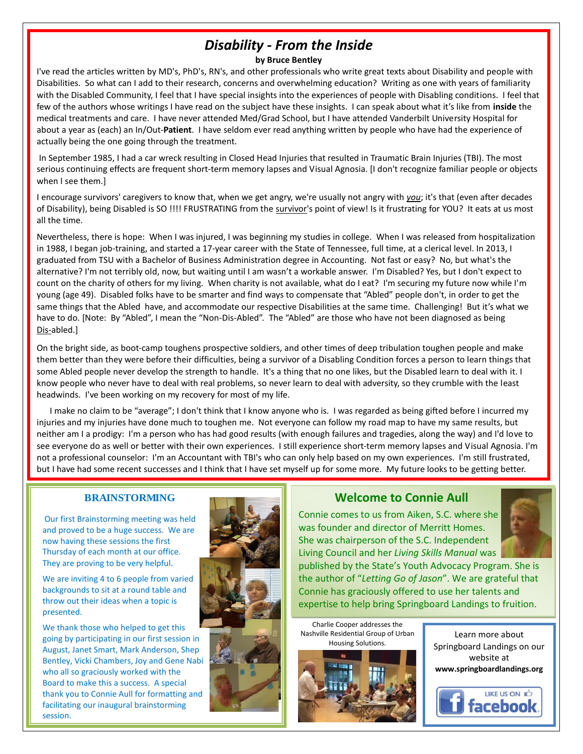# *Disability - From the Inside*

**by Bruce Bentley**

I've read the articles written by MD's, PhD's, RN's, and other professionals who write great texts about Disability and people with Disabilities. So what can I add to their research, concerns and overwhelming education? Writing as one with years of familiarity with the Disabled Community, I feel that I have special insights into the experiences of people with Disabling conditions. I feel that few of the authors whose writings I have read on the subject have these insights. I can speak about what it's like from **inside** the medical treatments and care. I have never attended Med/Grad School, but I have attended Vanderbilt University Hospital for about a year as (each) an In/Out-**Patient**. I have seldom ever read anything written by people who have had the experience of actually being the one going through the treatment.

In September 1985, I had a car wreck resulting in Closed Head Injuries that resulted in Traumatic Brain Injuries (TBI). The most serious continuing effects are frequent short-term memory lapses and Visual Agnosia. [I don't recognize familiar people or objects when I see them.]

I encourage survivors' caregivers to know that, when we get angry, we're usually not angry with *you*; it's that (even after decades of Disability), being Disabled is SO !!!! FRUSTRATING from the survivor's point of view! Is it frustrating for YOU? It eats at us most all the time.

Nevertheless, there is hope: When I was injured, I was beginning my studies in college. When I was released from hospitalization in 1988, I began job-training, and started a 17-year career with the State of Tennessee, full time, at a clerical level. In 2013, I graduated from TSU with a Bachelor of Business Administration degree in Accounting. Not fast or easy? No, but what's the alternative? I'm not terribly old, now, but waiting until I am wasn't a workable answer. I'm Disabled? Yes, but I don't expect to count on the charity of others for my living. When charity is not available, what do I eat? I'm securing my future now while I'm young (age 49). Disabled folks have to be smarter and find ways to compensate that "Abled" people don't, in order to get the same things that the Abled have, and accommodate our respective Disabilities at the same time. Challenging! But it's what we have to do. [Note: By "Abled", I mean the "Non-Dis-Abled". The "Abled" are those who have not been diagnosed as being Dis-abled.]

On the bright side, as boot-camp toughens prospective soldiers, and other times of deep tribulation toughen people and make them better than they were before their difficulties, being a survivor of a Disabling Condition forces a person to learn things that some Abled people never develop the strength to handle. It's a thing that no one likes, but the Disabled learn to deal with it. I know people who never have to deal with real problems, so never learn to deal with adversity, so they crumble with the least headwinds. I've been working on my recovery for most of my life.

I make no claim to be "average"; I don't think that I know anyone who is. I was regarded as being gifted before I incurred my injuries and my injuries have done much to toughen me. Not everyone can follow my road map to have my same results, but neither am I a prodigy: I'm a person who has had good results (with enough failures and tragedies, along the way) and I'd love to see everyone do as well or better with their own experiences. I still experience short-term memory lapses and Visual Agnosia. I'm not a professional counselor: I'm an Accountant with TBI's who can only help based on my own experiences. I'm still frustrated, but I have had some recent successes and I think that I have set myself up for some more. My future looks to be getting better.

## BRAINSTORMING

Our first Brainstorming meeting was held and proved to be a huge success. We are now having these sessions the first Thursday of each month at our office. They are proving to be very helpful.

We are inviting 4 to 6 people from varied backgrounds to sit at a round table and throw out their ideas when a topic is presented.

We thank those who helped to get this going by participating in our first session in August, Janet Smart, Mark Anderson, Shep Bentley, Vicki Chambers, Joy and Gene Nabi who all so graciously worked with the Board to make this a success. A special thank you to Connie Aull for formatting and facilitating our inaugural brainstorming session.

## Welcome to Connie Aull

Connie comes to us from Aiken, S.C. where she was founder and director of Merritt Homes. She was chairperson of the S.C. Independent Living Council and her *Living Skills Manual* was published by the State's Youth Advocacy Program. She is the author of "*Letting Go of Jason*". We are grateful that Connie has graciously offered to use her talents and expertise to help bring Springboard Landings to fruition.

Charlie Cooper addresses the Nashville Residential Group of Urban Housing Solutions.

Learn more about Springboard Landings on our website at **www.springboardlandings.org**

LIKE US ON facebook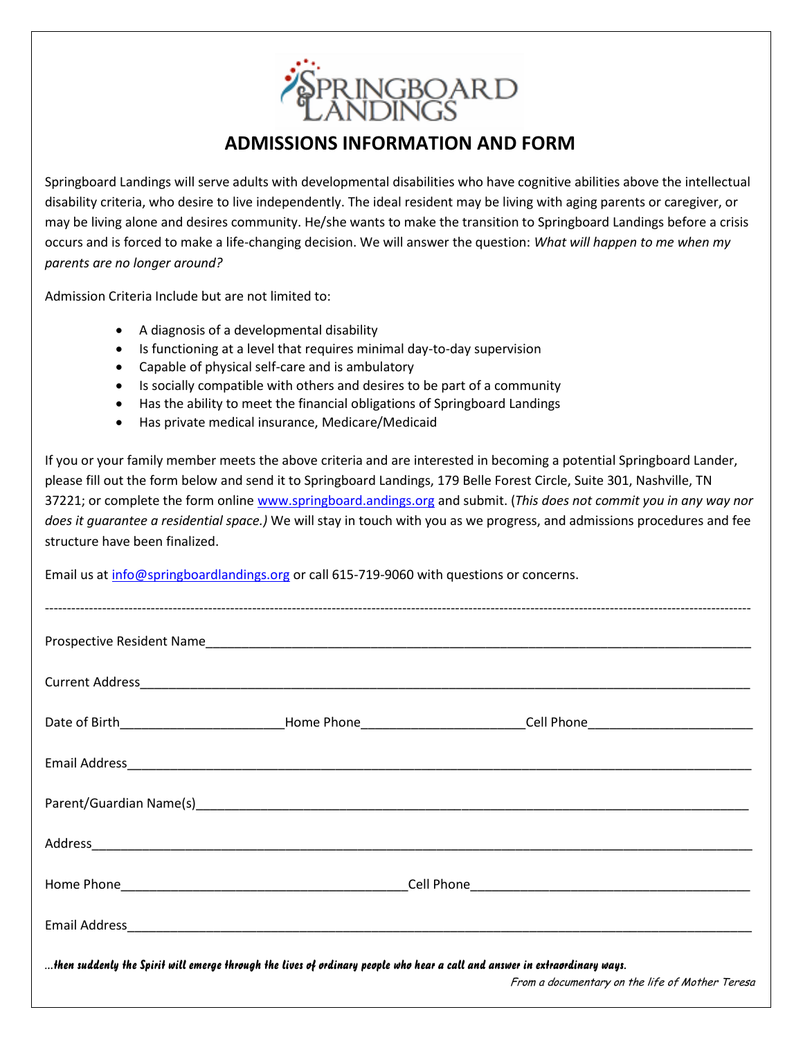# ADMISSIONS INFORMATION AND FORM

Springboard Landings will serve adults with developmental disabilities who have cognitive abilities above the intellectual disability criteria, who desire to live independently. The ideal resident may be living with aging parents or caregiver, or may be living alone and desires community. He/she wants to make the transition to Springboard Landings before a crisis occurs and is forced to make a life-changing decision. We will answer the question: *What will happen to me when my parents are no longer around?*

Admission Criteria Include but are not limited to:

- A diagnosis of a developmental disability
- Is functioning at a level that requires minimal day-to-day supervision
- Capable of physical self-care and is ambulatory
- Is socially compatible with others and desires to be part of a community
- Has the ability to meet the financial obligations of Springboard Landings
- Has private medical insurance, Medicare/Medicaid

If you or your family member meets the above criteria and are interested in becoming a potential Springboard Lander, please fill out the form below and send it to Springboard Landings, 179 Belle Forest Circle, Suite 301, Nashville, TN 37221; or complete the form online www.springboard.andings.org and submit. (*This does not commit you in any way nor does it guarantee a residential space.)* We will stay in touch with you as we progress, and admissions procedures and fee structure have been finalized.

Email us at info@springboardlandings.org or call 615-719-9060 with questions or concerns.

---

Prospective Resident Name_______________________________________________

Current Address_______________________________________________

Date of Birth______________________ Home Phone______________________ Cell Phone______________________

Email Address_______________________________________________

Parent/Guardian Name(s)_______________________________________________

Address_______________________________________________

Home Phone______________________________ Cell Phone______________________________

Email Address_______________________________________________

*...then suddenly the Spirit will emerge through the lives of ordinary people who hear a call and answer in extraordinary ways.*

*From a documentary on the life of Mother Teresa*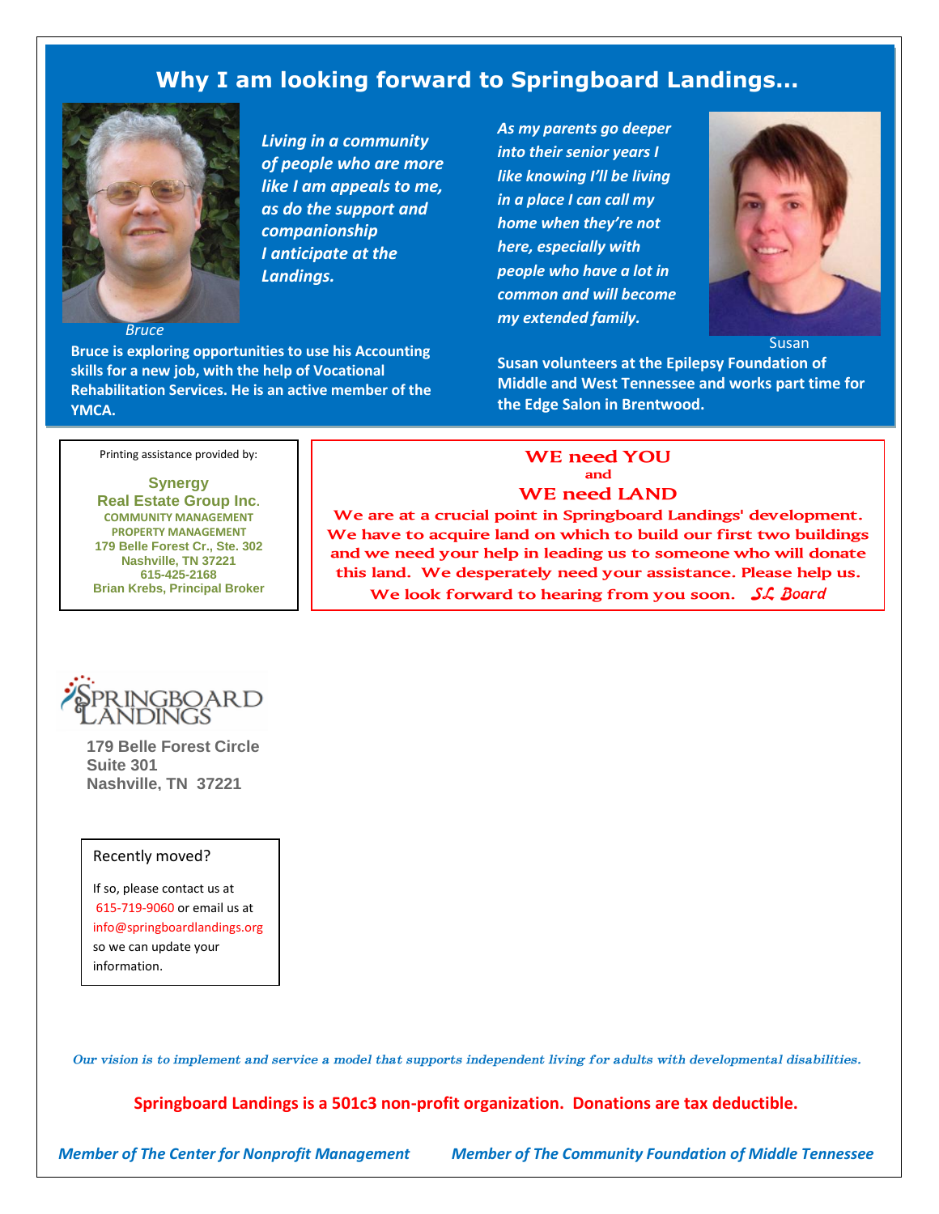# Why I am looking forward to Springboard Landings…

*Living in a community of people who are more like I am appeals to me, as do the support and companionship I anticipate at the Landings.*

*Bruce*

**Bruce is exploring opportunities to use his Accounting skills for a new job, with the help of Vocational Rehabilitation Services. He is an active member of the YMCA.**

*As my parents go deeper into their senior years I like knowing I'll be living in a place I can call my home when they're not here, especially with people who have a lot in common and will become my extended family.*

Susan

**Susan volunteers at the Epilepsy Foundation of Middle and West Tennessee and works part time for the Edge Salon in Brentwood.**

Printing assistance provided by:

**Synergy**
**Real Estate Group Inc.**
**COMMUNITY MANAGEMENT**
**PROPERTY MANAGEMENT**
**179 Belle Forest Cr., Ste. 302**
**Nashville, TN 37221**
**615-425-2168**
**Brian Krebs, Principal Broker**

**WE need YOU**
**and**
**WE need LAND**

**We are at a crucial point in Springboard Landings' development. We have to acquire land on which to build our first two buildings and we need your help in leading us to someone who will donate this land. We desperately need your assistance. Please help us. We look forward to hearing from you soon.** *SL Board*

SPRINGBOARD LANDINGS

**179 Belle Forest Circle**
**Suite 301**
**Nashville, TN 37221**

Recently moved?

If so, please contact us at 615-719-9060 or email us at info@springboardlandings.org so we can update your information.

*Our vision is to implement and service a model that supports independent living for adults with developmental disabilities.*

**Springboard Landings is a 501c3 non-profit organization. Donations are tax deductible.**

*Member of The Center for Nonprofit Management* *Member of The Community Foundation of Middle Tennessee*